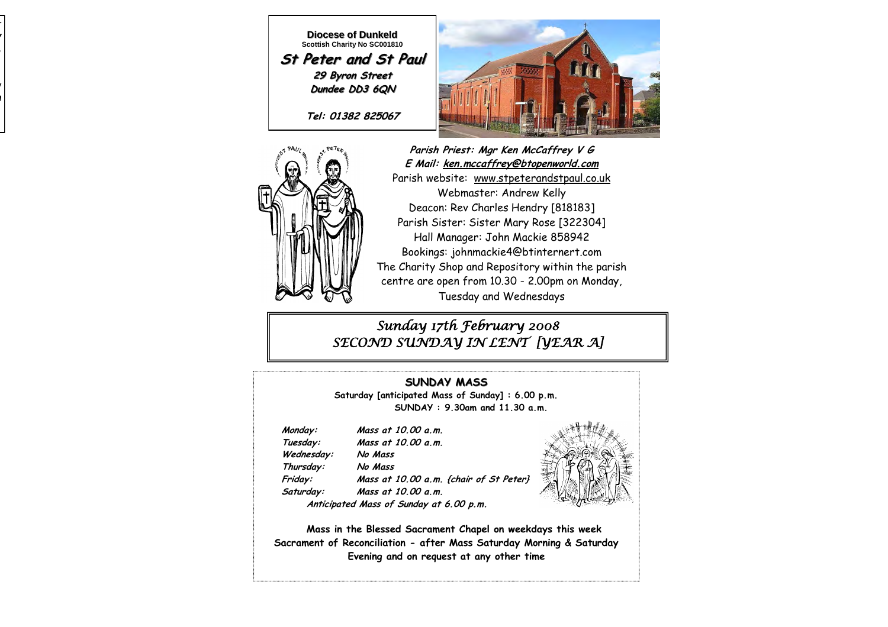**Diocese of Dunkeld**
**Scottish Charity No SC001810**

# *St Peter and St Paul*

***29 Byron Street***
***Dundee DD3 6QN***

***Tel: 01382 825067***

***Parish Priest: Mgr Ken McCaffrey V G***
***E Mail: ken.mccaffrey@btopenworld.com***
Parish website: www.stpeterandstpaul.co.uk
Webmaster: Andrew Kelly
Deacon: Rev Charles Hendry [818183]
Parish Sister: Sister Mary Rose [322304]
Hall Manager: John Mackie 858942
Bookings: johnmackie4@btinternert.com
The Charity Shop and Repository within the parish centre are open from 10.30 - 2.00pm on Monday, Tuesday and Wednesdays

## *Sunday 17th February 2008*
## *SECOND SUNDAY IN LENT [YEAR A]*

### SUNDAY MASS

**Saturday [anticipated Mass of Sunday] : 6.00 p.m.**
**SUNDAY : 9.30am and 11.30 a.m.**

| | |
|---|---|
| ***Monday:*** | ***Mass at 10.00 a.m.*** |
| ***Tuesday:*** | ***Mass at 10.00 a.m.*** |
| ***Wednesday:*** | ***No Mass*** |
| ***Thursday:*** | ***No Mass*** |
| ***Friday:*** | ***Mass at 10.00 a.m. {chair of St Peter}*** |
| ***Saturday:*** | ***Mass at 10.00 a.m.*** |

***Anticipated Mass of Sunday at 6.00 p.m.***

**Mass in the Blessed Sacrament Chapel on weekdays this week**
**Sacrament of Reconciliation - after Mass Saturday Morning & Saturday Evening and on request at any other time**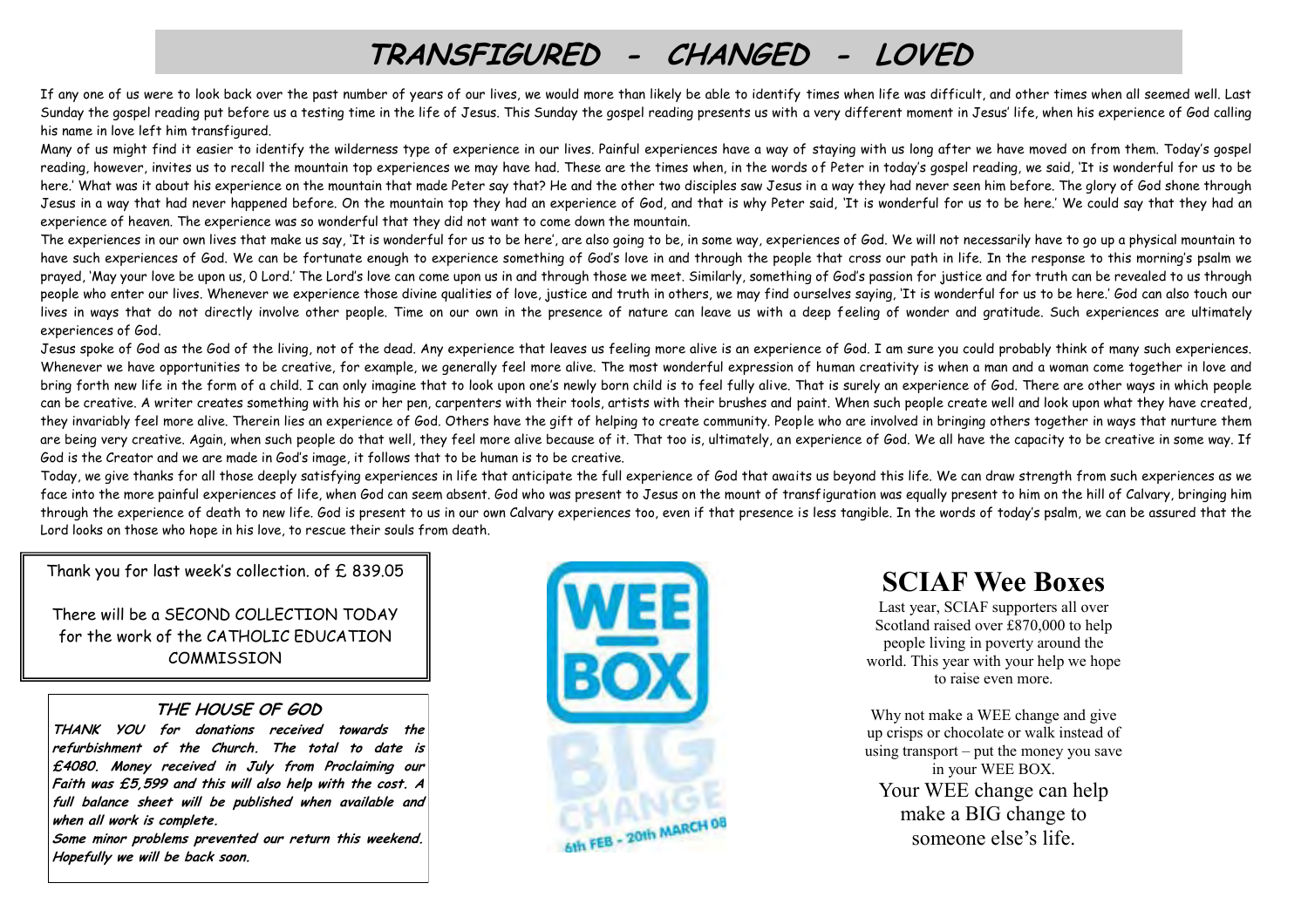# TRANSFIGURED - CHANGED - LOVED

If any one of us were to look back over the past number of years of our lives, we would more than likely be able to identify times when life was difficult, and other times when all seemed well. Last Sunday the gospel reading put before us a testing time in the life of Jesus. This Sunday the gospel reading presents us with a very different moment in Jesus' life, when his experience of God calling his name in love left him transfigured.

Many of us might find it easier to identify the wilderness type of experience in our lives. Painful experiences have a way of staying with us long after we have moved on from them. Today's gospel reading, however, invites us to recall the mountain top experiences we may have had. These are the times when, in the words of Peter in today's gospel reading, we said, 'It is wonderful for us to be here.' What was it about his experience on the mountain that made Peter say that? He and the other two disciples saw Jesus in a way they had never seen him before. The glory of God shone through Jesus in a way that had never happened before. On the mountain top they had an experience of God, and that is why Peter said, 'It is wonderful for us to be here.' We could say that they had an experience of heaven. The experience was so wonderful that they did not want to come down the mountain.

The experiences in our own lives that make us say, 'It is wonderful for us to be here', are also going to be, in some way, experiences of God. We will not necessarily have to go up a physical mountain to have such experiences of God. We can be fortunate enough to experience something of God's love in and through the people that cross our path in life. In the response to this morning's psalm we prayed, 'May your love be upon us, O Lord.' The Lord's love can come upon us in and through those we meet. Similarly, something of God's passion for justice and for truth can be revealed to us through people who enter our lives. Whenever we experience those divine qualities of love, justice and truth in others, we may find ourselves saying, 'It is wonderful for us to be here.' God can also touch our lives in ways that do not directly involve other people. Time on our own in the presence of nature can leave us with a deep feeling of wonder and gratitude. Such experiences are ultimately experiences of God.

Jesus spoke of God as the God of the living, not of the dead. Any experience that leaves us feeling more alive is an experience of God. I am sure you could probably think of many such experiences. Whenever we have opportunities to be creative, for example, we generally feel more alive. The most wonderful expression of human creativity is when a man and a woman come together in love and bring forth new life in the form of a child. I can only imagine that to look upon one's newly born child is to feel fully alive. That is surely an experience of God. There are other ways in which people can be creative. A writer creates something with his or her pen, carpenters with their tools, artists with their brushes and paint. When such people create well and look upon what they have created, they invariably feel more alive. Therein lies an experience of God. Others have the gift of helping to create community. People who are involved in bringing others together in ways that nurture them are being very creative. Again, when such people do that well, they feel more alive because of it. That too is, ultimately, an experience of God. We all have the capacity to be creative in some way. If God is the Creator and we are made in God's image, it follows that to be human is to be creative.

Today, we give thanks for all those deeply satisfying experiences in life that anticipate the full experience of God that awaits us beyond this life. We can draw strength from such experiences as we face into the more painful experiences of life, when God can seem absent. God who was present to Jesus on the mount of transfiguration was equally present to him on the hill of Calvary, bringing him through the experience of death to new life. God is present to us in our own Calvary experiences too, even if that presence is less tangible. In the words of today's psalm, we can be assured that the Lord looks on those who hope in his love, to rescue their souls from death.

Thank you for last week's collection. of £ 839.05

There will be a SECOND COLLECTION TODAY for the work of the CATHOLIC EDUCATION COMMISSION

### THE HOUSE OF GOD

***THANK YOU for donations received towards the refurbishment of the Church. The total to date is £4080. Money received in July from Proclaiming our Faith was £5,599 and this will also help with the cost. A full balance sheet will be published when available and when all work is complete.***

***Some minor problems prevented our return this weekend. Hopefully we will be back soon.***

WEE BOX BIG CHANGE 6th FEB - 20th MARCH 08

## SCIAF Wee Boxes

Last year, SCIAF supporters all over Scotland raised over £870,000 to help people living in poverty around the world. This year with your help we hope to raise even more.

Why not make a WEE change and give up crisps or chocolate or walk instead of using transport – put the money you save in your WEE BOX.

Your WEE change can help make a BIG change to someone else's life.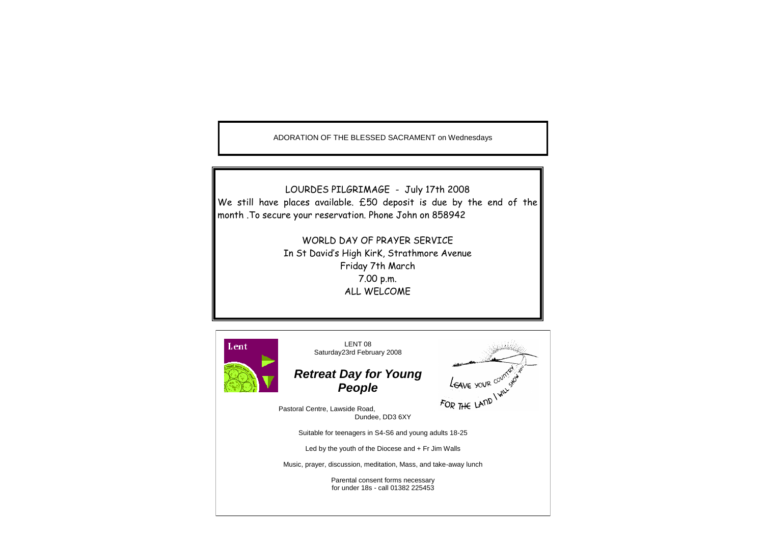ADORATION OF THE BLESSED SACRAMENT on Wednesdays

LOURDES PILGRIMAGE - July 17th 2008

We still have places available. £50 deposit is due by the end of the month .To secure your reservation. Phone John on 858942

WORLD DAY OF PRAYER SERVICE
In St David's High KirK, Strathmore Avenue
Friday 7th March
7.00 p.m.
ALL WELCOME

Lent

LENT 08
Saturday23rd February 2008

## *Retreat Day for Young People*

LEAVE YOUR COUNTRY FOR THE LAND I WILL SHOW YOU

Pastoral Centre, Lawside Road,
Dundee, DD3 6XY

Suitable for teenagers in S4-S6 and young adults 18-25

Led by the youth of the Diocese and + Fr Jim Walls

Music, prayer, discussion, meditation, Mass, and take-away lunch

Parental consent forms necessary
for under 18s - call 01382 225453